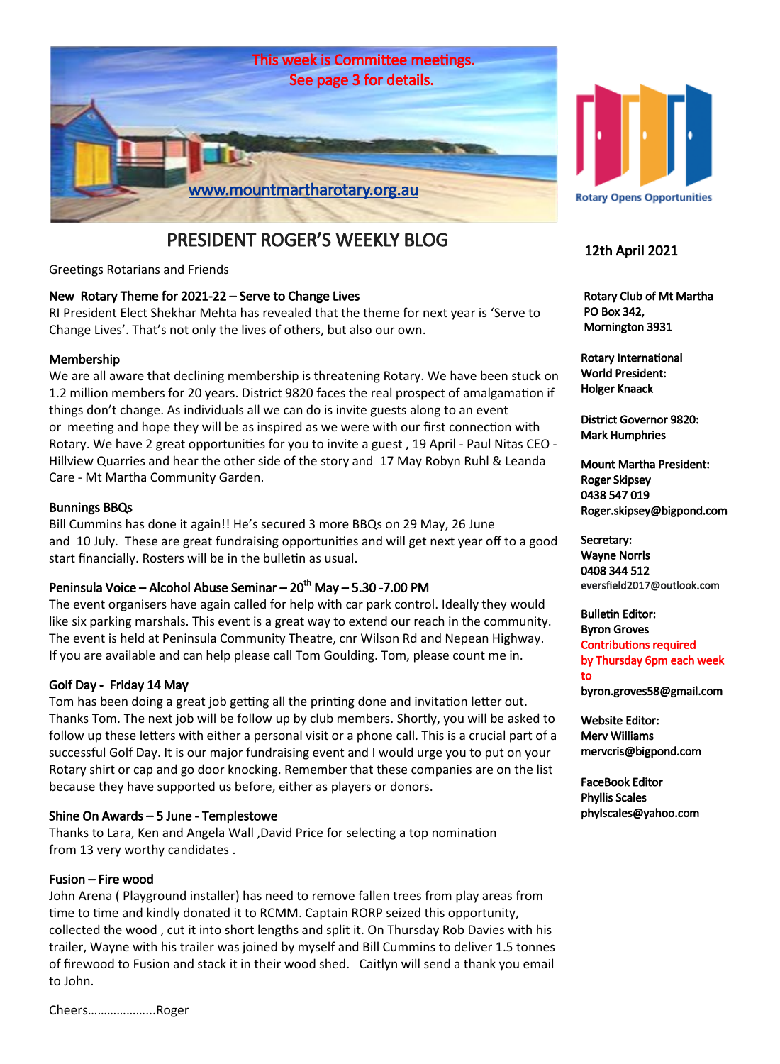This week is Committee meetings.
See page 3 for details.

www.mountmartharotary.org.au

Rotary Opens Opportunities

# PRESIDENT ROGER'S WEEKLY BLOG

12th April 2021

Greetings Rotarians and Friends

**New Rotary Theme for 2021-22 – Serve to Change Lives**

RI President Elect Shekhar Mehta has revealed that the theme for next year is 'Serve to Change Lives'. That's not only the lives of others, but also our own.

**Membership**

We are all aware that declining membership is threatening Rotary. We have been stuck on 1.2 million members for 20 years. District 9820 faces the real prospect of amalgamation if things don't change. As individuals all we can do is invite guests along to an event or meeting and hope they will be as inspired as we were with our first connection with Rotary. We have 2 great opportunities for you to invite a guest , 19 April - Paul Nitas CEO - Hillview Quarries and hear the other side of the story and 17 May Robyn Ruhl & Leanda Care - Mt Martha Community Garden.

**Bunnings BBQs**

Bill Cummins has done it again!! He's secured 3 more BBQs on 29 May, 26 June and 10 July. These are great fundraising opportunities and will get next year off to a good start financially. Rosters will be in the bulletin as usual.

**Peninsula Voice – Alcohol Abuse Seminar – 20th May – 5.30 -7.00 PM**

The event organisers have again called for help with car park control. Ideally they would like six parking marshals. This event is a great way to extend our reach in the community. The event is held at Peninsula Community Theatre, cnr Wilson Rd and Nepean Highway. If you are available and can help please call Tom Goulding. Tom, please count me in.

**Golf Day - Friday 14 May**

Tom has been doing a great job getting all the printing done and invitation letter out. Thanks Tom. The next job will be follow up by club members. Shortly, you will be asked to follow up these letters with either a personal visit or a phone call. This is a crucial part of a successful Golf Day. It is our major fundraising event and I would urge you to put on your Rotary shirt or cap and go door knocking. Remember that these companies are on the list because they have supported us before, either as players or donors.

**Shine On Awards – 5 June - Templestowe**

Thanks to Lara, Ken and Angela Wall ,David Price for selecting a top nomination from 13 very worthy candidates .

**Fusion – Fire wood**

John Arena ( Playground installer) has need to remove fallen trees from play areas from time to time and kindly donated it to RCMM. Captain RORP seized this opportunity, collected the wood , cut it into short lengths and split it. On Thursday Rob Davies with his trailer, Wayne with his trailer was joined by myself and Bill Cummins to deliver 1.5 tonnes of firewood to Fusion and stack it in their wood shed. Caitlyn will send a thank you email to John.

Cheers…………………..Roger

**Rotary Club of Mt Martha**
**PO Box 342,**
**Mornington 3931**

**Rotary International World President:**
**Holger Knaack**

**District Governor 9820:**
**Mark Humphries**

**Mount Martha President:**
**Roger Skipsey**
**0438 547 019**
**Roger.skipsey@bigpond.com**

**Secretary:**
**Wayne Norris**
**0408 344 512**
eversfield2017@outlook.com

**Bulletin Editor:**
**Byron Groves**
Contributions required by Thursday 6pm each week to
**byron.groves58@gmail.com**

**Website Editor:**
**Merv Williams**
**mervcris@bigpond.com**

**FaceBook Editor**
**Phyllis Scales**
**phylscales@yahoo.com**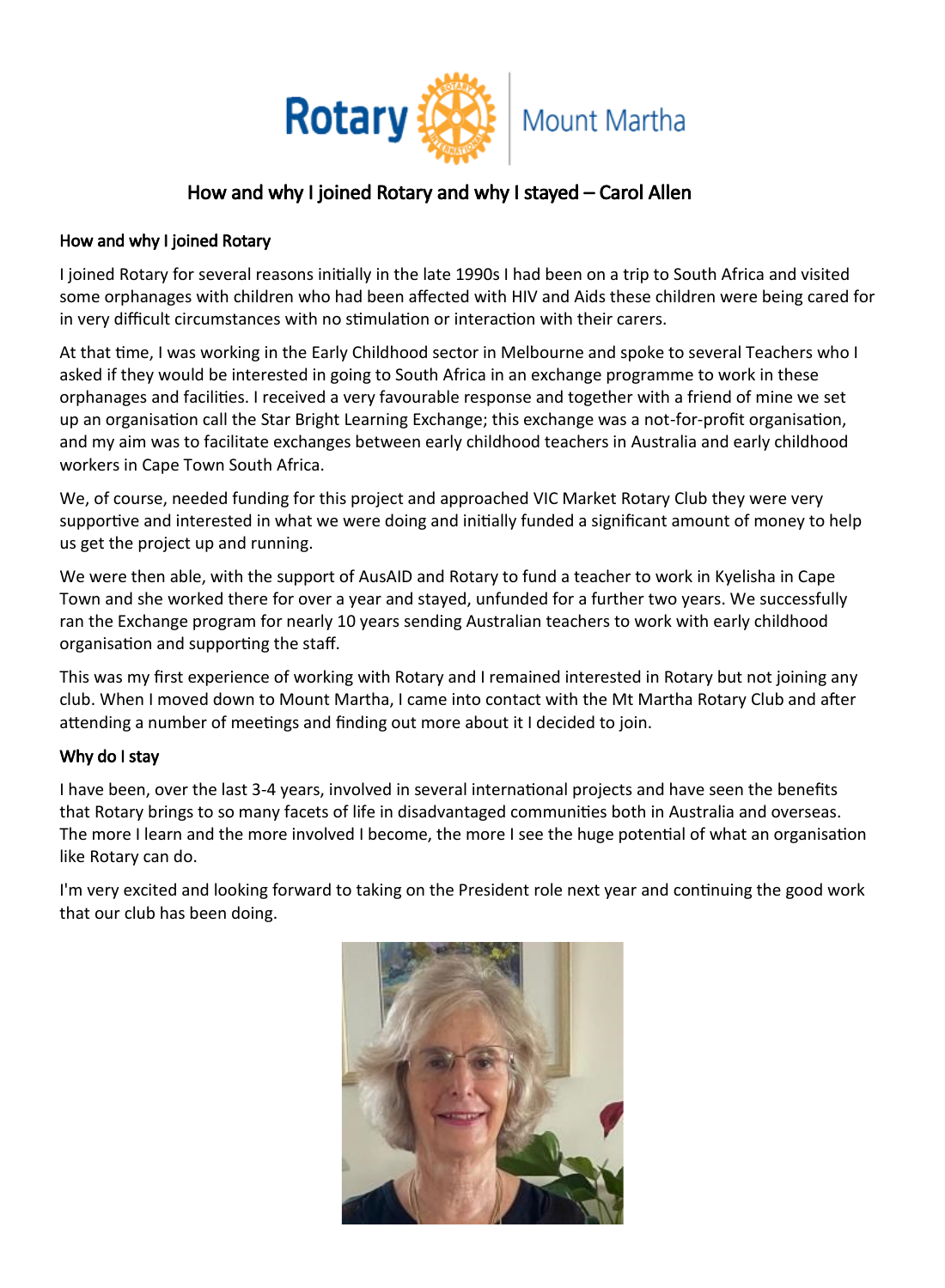# How and why I joined Rotary and why I stayed – Carol Allen

## How and why I joined Rotary

I joined Rotary for several reasons initially in the late 1990s I had been on a trip to South Africa and visited some orphanages with children who had been affected with HIV and Aids these children were being cared for in very difficult circumstances with no stimulation or interaction with their carers.

At that time, I was working in the Early Childhood sector in Melbourne and spoke to several Teachers who I asked if they would be interested in going to South Africa in an exchange programme to work in these orphanages and facilities. I received a very favourable response and together with a friend of mine we set up an organisation call the Star Bright Learning Exchange; this exchange was a not-for-profit organisation, and my aim was to facilitate exchanges between early childhood teachers in Australia and early childhood workers in Cape Town South Africa.

We, of course, needed funding for this project and approached VIC Market Rotary Club they were very supportive and interested in what we were doing and initially funded a significant amount of money to help us get the project up and running.

We were then able, with the support of AusAID and Rotary to fund a teacher to work in Kyelisha in Cape Town and she worked there for over a year and stayed, unfunded for a further two years. We successfully ran the Exchange program for nearly 10 years sending Australian teachers to work with early childhood organisation and supporting the staff.

This was my first experience of working with Rotary and I remained interested in Rotary but not joining any club. When I moved down to Mount Martha, I came into contact with the Mt Martha Rotary Club and after attending a number of meetings and finding out more about it I decided to join.

## Why do I stay

I have been, over the last 3-4 years, involved in several international projects and have seen the benefits that Rotary brings to so many facets of life in disadvantaged communities both in Australia and overseas. The more I learn and the more involved I become, the more I see the huge potential of what an organisation like Rotary can do.

I'm very excited and looking forward to taking on the President role next year and continuing the good work that our club has been doing.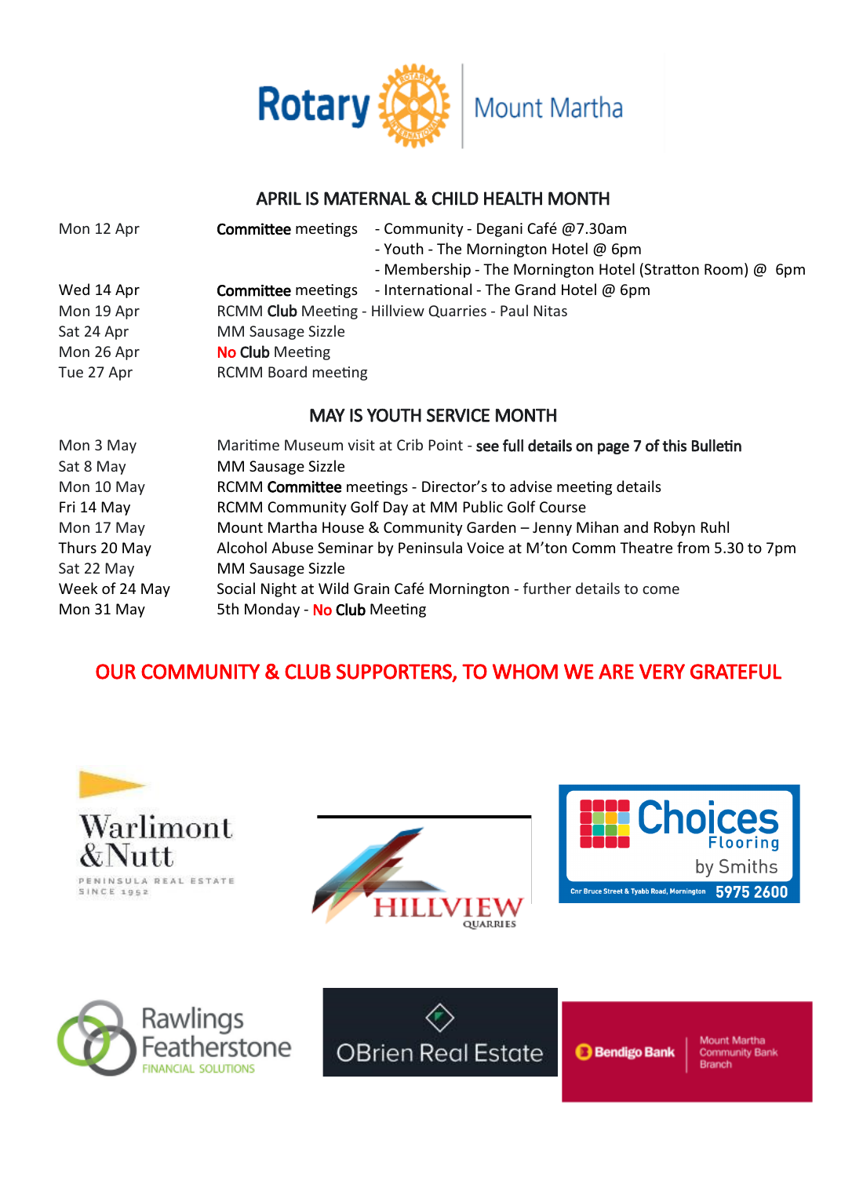Rotary Mount Martha

## APRIL IS MATERNAL & CHILD HEALTH MONTH

| | | |
|---|---|---|
| Mon 12 Apr | **Committee** meetings | - Community - Degani Café @7.30am |
| | | - Youth - The Mornington Hotel @ 6pm |
| | | - Membership - The Mornington Hotel (Stratton Room) @ 6pm |
| Wed 14 Apr | **Committee** meetings | - International - The Grand Hotel @ 6pm |
| Mon 19 Apr | RCMM **Club** Meeting - Hillview Quarries - Paul Nitas | |
| Sat 24 Apr | MM Sausage Sizzle | |
| Mon 26 Apr | **No Club** Meeting | |
| Tue 27 Apr | RCMM Board meeting | |

## MAY IS YOUTH SERVICE MONTH

| | |
|---|---|
| Mon 3 May | Maritime Museum visit at Crib Point - **see full details on page 7 of this Bulletin** |
| Sat 8 May | MM Sausage Sizzle |
| Mon 10 May | RCMM **Committee** meetings - Director's to advise meeting details |
| Fri 14 May | RCMM Community Golf Day at MM Public Golf Course |
| Mon 17 May | Mount Martha House & Community Garden – Jenny Mihan and Robyn Ruhl |
| Thurs 20 May | Alcohol Abuse Seminar by Peninsula Voice at M'ton Comm Theatre from 5.30 to 7pm |
| Sat 22 May | MM Sausage Sizzle |
| Week of 24 May | Social Night at Wild Grain Café Mornington - further details to come |
| Mon 31 May | 5th Monday - **No Club** Meeting |

## OUR COMMUNITY & CLUB SUPPORTERS, TO WHOM WE ARE VERY GRATEFUL

Warlimont & Nutt
PENINSULA REAL ESTATE
SINCE 1952

HILLVIEW QUARRIES

Choices Flooring by Smiths
Cnr Bruce Street & Tyabb Road, Mornington 5975 2600

Rawlings Featherstone FINANCIAL SOLUTIONS

OBrien Real Estate

Bendigo Bank Mount Martha Community Bank Branch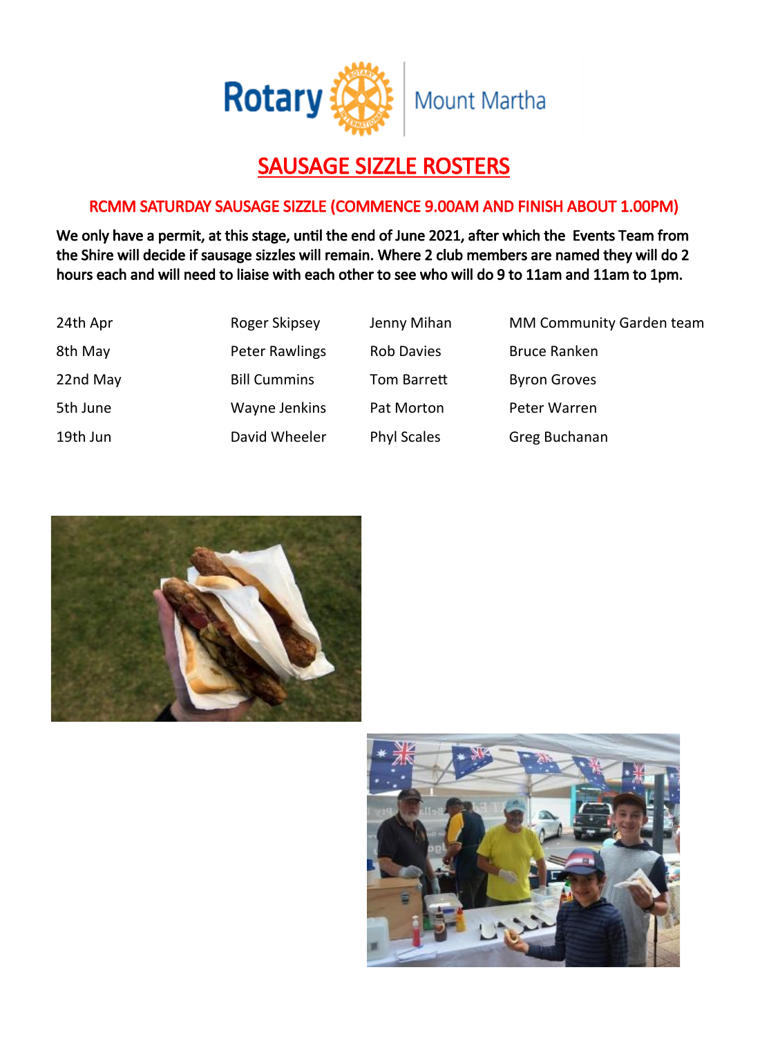# SAUSAGE SIZZLE ROSTERS

## RCMM SATURDAY SAUSAGE SIZZLE (COMMENCE 9.00AM AND FINISH ABOUT 1.00PM)

**We only have a permit, at this stage, until the end of June 2021, after which the Events Team from the Shire will decide if sausage sizzles will remain. Where 2 club members are named they will do 2 hours each and will need to liaise with each other to see who will do 9 to 11am and 11am to 1pm.**

| | | | |
|---|---|---|---|
| 24th Apr | Roger Skipsey | Jenny Mihan | MM Community Garden team |
| 8th May | Peter Rawlings | Rob Davies | Bruce Ranken |
| 22nd May | Bill Cummins | Tom Barrett | Byron Groves |
| 5th June | Wayne Jenkins | Pat Morton | Peter Warren |
| 19th Jun | David Wheeler | Phyl Scales | Greg Buchanan |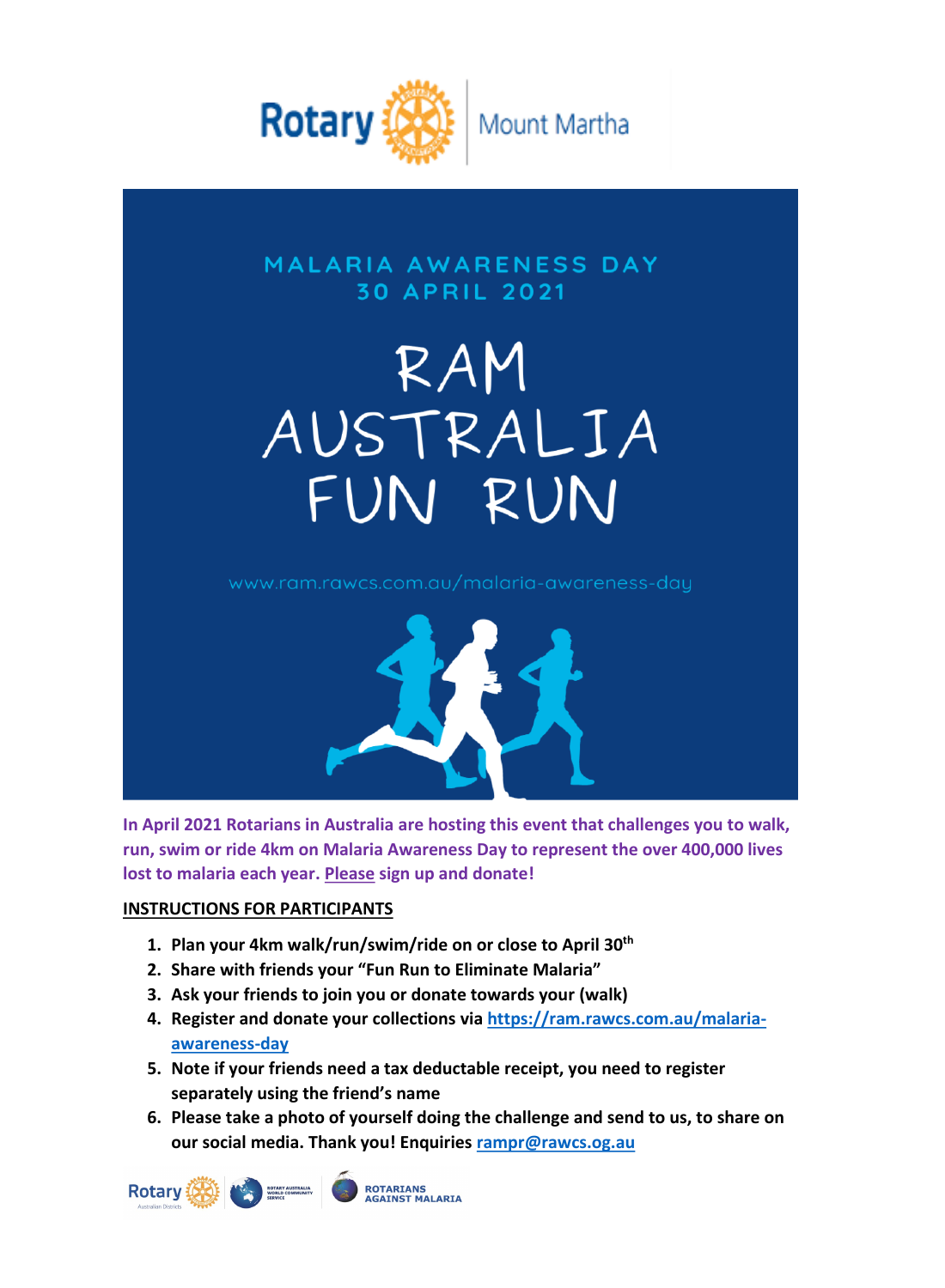Rotary Mount Martha

MALARIA AWARENESS DAY
30 APRIL 2021

# RAM AUSTRALIA FUN RUN

www.ram.rawcs.com.au/malaria-awareness-day

**In April 2021 Rotarians in Australia are hosting this event that challenges you to walk, run, swim or ride 4km on Malaria Awareness Day to represent the over 400,000 lives lost to malaria each year. Please sign up and donate!**

## INSTRUCTIONS FOR PARTICIPANTS

1. **Plan your 4km walk/run/swim/ride on or close to April 30th**
2. **Share with friends your "Fun Run to Eliminate Malaria"**
3. **Ask your friends to join you or donate towards your (walk)**
4. **Register and donate your collections via [https://ram.rawcs.com.au/malaria-awareness-day](https://ram.rawcs.com.au/malaria-awareness-day)**
5. **Note if your friends need a tax deductable receipt, you need to register separately using the friend's name**
6. **Please take a photo of yourself doing the challenge and send to us, to share on our social media. Thank you! Enquiries [rampr@rawcs.og.au](mailto:rampr@rawcs.og.au)**

Rotary Australian Districts | Rotary Australia World Community Service | Rotarians Against Malaria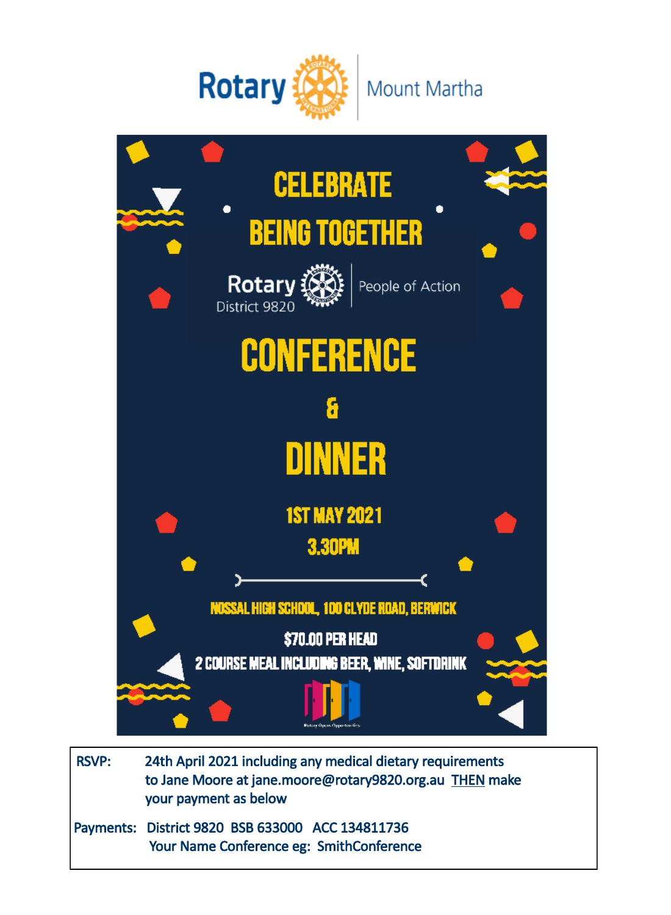Rotary | Mount Martha

# CELEBRATE BEING TOGETHER

Rotary District 9820 | People of Action

# CONFERENCE & DINNER

**1ST MAY 2021**

**3.30PM**

**NOSSAL HIGH SCHOOL, 100 CLYDE ROAD, BERWICK**

**$70.00 PER HEAD**

**2 COURSE MEAL INCLUDING BEER, WINE, SOFTDRINK**

| | |
|---|---|
| RSVP: | 24th April 2021 including any medical dietary requirements to Jane Moore at jane.moore@rotary9820.org.au THEN make your payment as below |
| Payments: | District 9820 BSB 633000 ACC 134811736<br>Your Name Conference eg: SmithConference |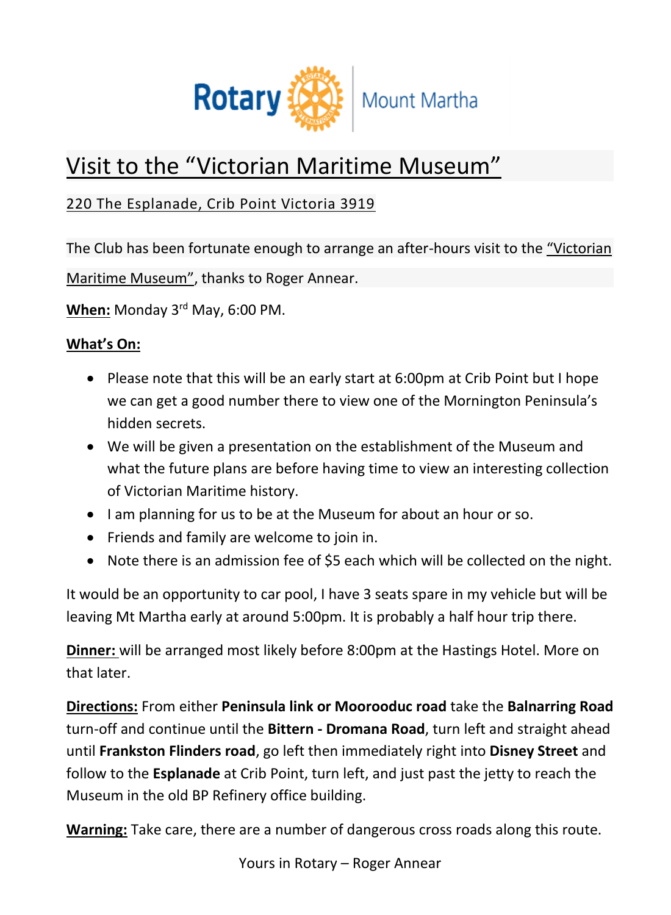Rotary | Mount Martha

# Visit to the "Victorian Maritime Museum"

220 The Esplanade, Crib Point Victoria 3919

The Club has been fortunate enough to arrange an after-hours visit to the "Victorian Maritime Museum", thanks to Roger Annear.

**When:** Monday 3rd May, 6:00 PM.

**What's On:**

- Please note that this will be an early start at 6:00pm at Crib Point but I hope we can get a good number there to view one of the Mornington Peninsula's hidden secrets.
- We will be given a presentation on the establishment of the Museum and what the future plans are before having time to view an interesting collection of Victorian Maritime history.
- I am planning for us to be at the Museum for about an hour or so.
- Friends and family are welcome to join in.
- Note there is an admission fee of $5 each which will be collected on the night.

It would be an opportunity to car pool, I have 3 seats spare in my vehicle but will be leaving Mt Martha early at around 5:00pm. It is probably a half hour trip there.

**Dinner:** will be arranged most likely before 8:00pm at the Hastings Hotel. More on that later.

**Directions:** From either **Peninsula link or Moorooduc road** take the **Balnarring Road** turn-off and continue until the **Bittern - Dromana Road**, turn left and straight ahead until **Frankston Flinders road**, go left then immediately right into **Disney Street** and follow to the **Esplanade** at Crib Point, turn left, and just past the jetty to reach the Museum in the old BP Refinery office building.

**Warning:** Take care, there are a number of dangerous cross roads along this route.

Yours in Rotary – Roger Annear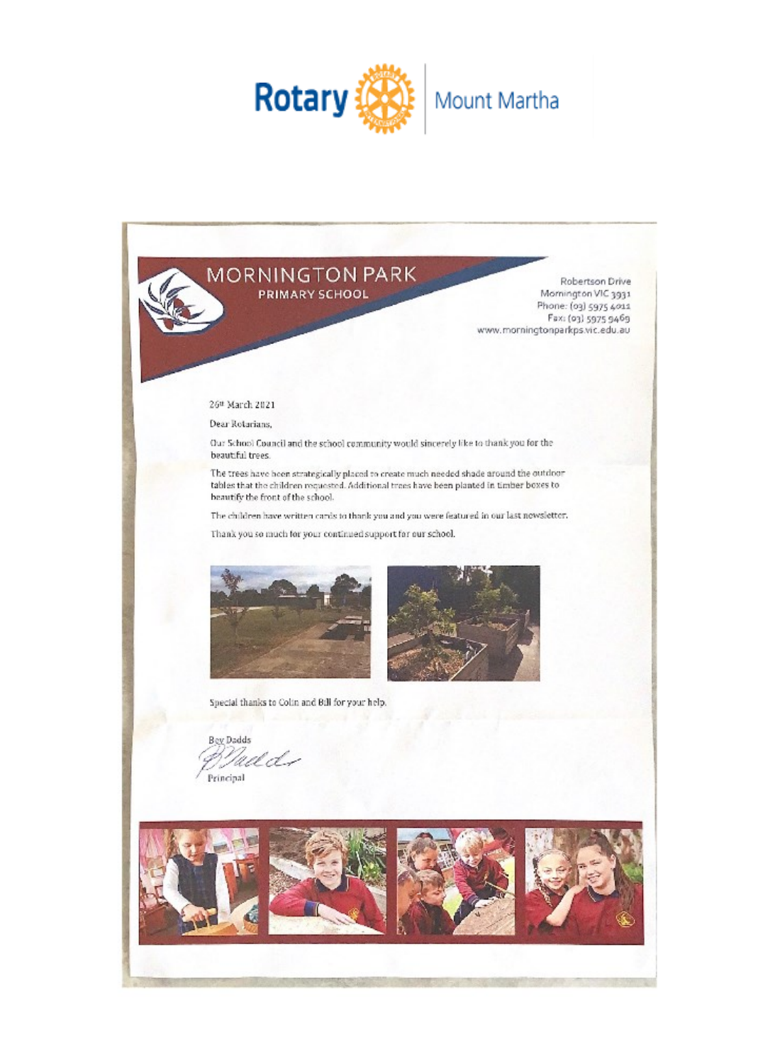Rotary | Mount Martha

# MORNINGTON PARK
## PRIMARY SCHOOL

Robertson Drive
Mornington VIC 3931
Phone: (03) 5975 4011
Fax: (03) 5975 9469
www.morningtonparkps.vic.edu.au

26th March 2021

Dear Rotarians,

Our School Council and the school community would sincerely like to thank you for the beautiful trees.

The trees have been strategically placed to create much needed shade around the outdoor tables that the children requested. Additional trees have been planted in timber boxes to beautify the front of the school.

The children have written cards to thank you and you were featured in our last newsletter.

Thank you so much for your continued support for our school.

Special thanks to Colin and Bill for your help.

Bev Dadds

Principal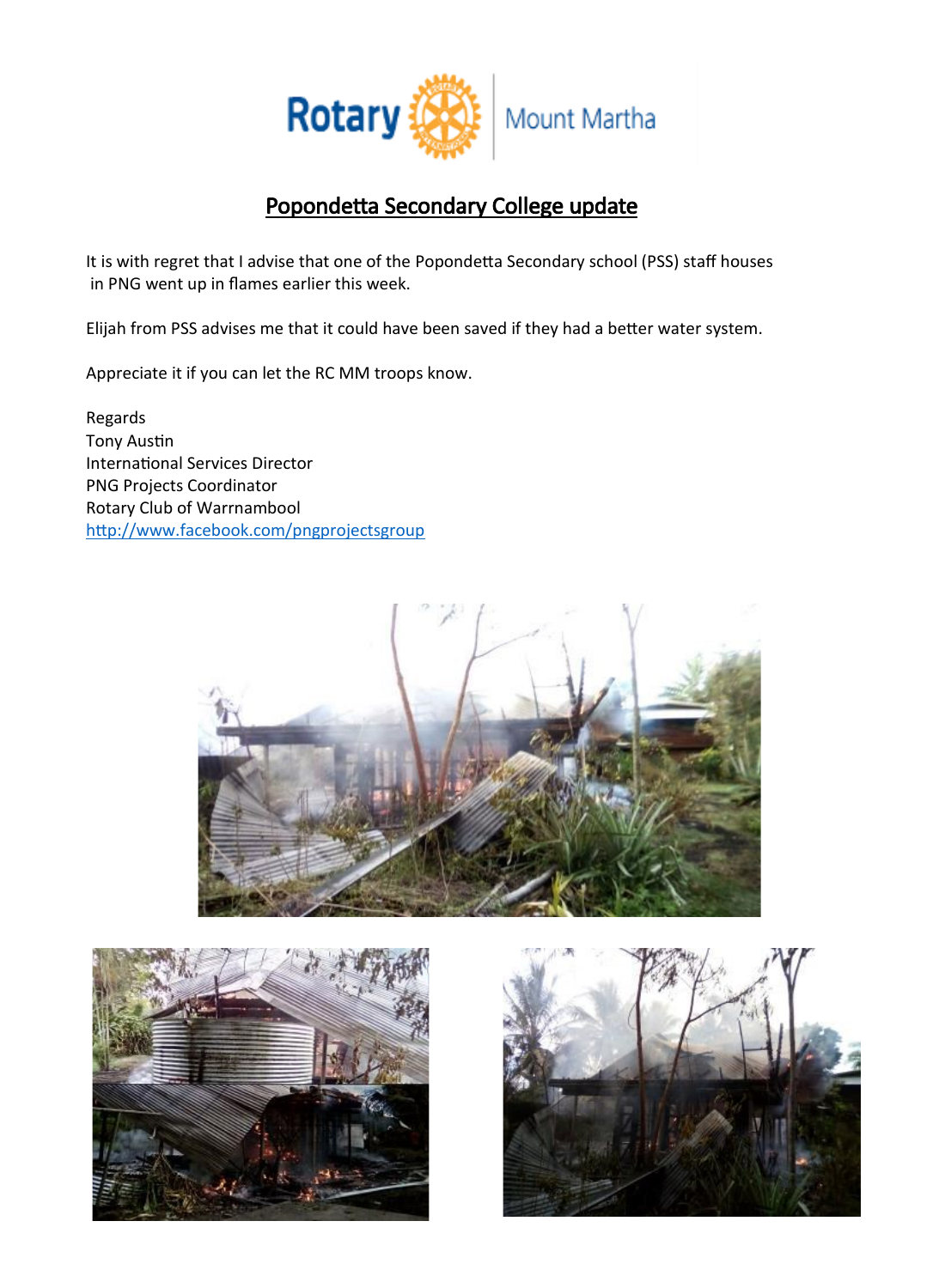# Popondetta Secondary College update

It is with regret that I advise that one of the Popondetta Secondary school (PSS) staff houses in PNG went up in flames earlier this week.

Elijah from PSS advises me that it could have been saved if they had a better water system.

Appreciate it if you can let the RC MM troops know.

Regards
Tony Austin
International Services Director
PNG Projects Coordinator
Rotary Club of Warrnambool
http://www.facebook.com/pngprojectsgroup